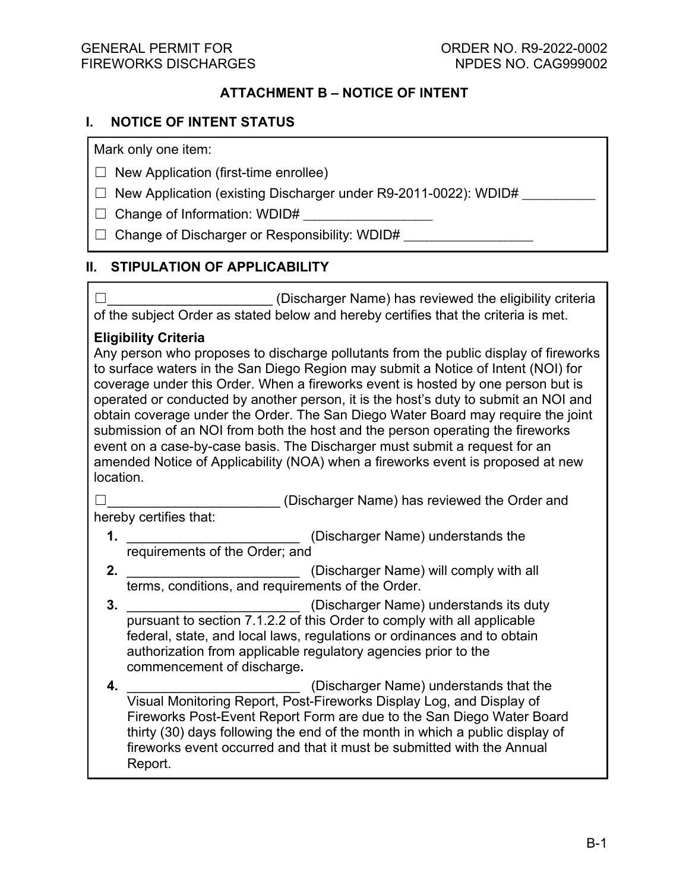# ATTACHMENT B – NOTICE OF INTENT

## I. NOTICE OF INTENT STATUS

Mark only one item:

☐ New Application (first-time enrollee)

☐ New Application (existing Discharger under R9-2011-0022): WDID# __________

☐ Change of Information: WDID# _________________

☐ Change of Discharger or Responsibility: WDID# _________________

## II. STIPULATION OF APPLICABILITY

☐______________________ (Discharger Name) has reviewed the eligibility criteria of the subject Order as stated below and hereby certifies that the criteria is met.

**Eligibility Criteria**

Any person who proposes to discharge pollutants from the public display of fireworks to surface waters in the San Diego Region may submit a Notice of Intent (NOI) for coverage under this Order. When a fireworks event is hosted by one person but is operated or conducted by another person, it is the host's duty to submit an NOI and obtain coverage under the Order. The San Diego Water Board may require the joint submission of an NOI from both the host and the person operating the fireworks event on a case-by-case basis. The Discharger must submit a request for an amended Notice of Applicability (NOA) when a fireworks event is proposed at new location.

☐_______________________ (Discharger Name) has reviewed the Order and hereby certifies that:

1. _______________________ (Discharger Name) understands the requirements of the Order; and
2. _______________________ (Discharger Name) will comply with all terms, conditions, and requirements of the Order.
3. _______________________ (Discharger Name) understands its duty pursuant to section 7.1.2.2 of this Order to comply with all applicable federal, state, and local laws, regulations or ordinances and to obtain authorization from applicable regulatory agencies prior to the commencement of discharge.
4. _______________________ (Discharger Name) understands that the Visual Monitoring Report, Post-Fireworks Display Log, and Display of Fireworks Post-Event Report Form are due to the San Diego Water Board thirty (30) days following the end of the month in which a public display of fireworks event occurred and that it must be submitted with the Annual Report.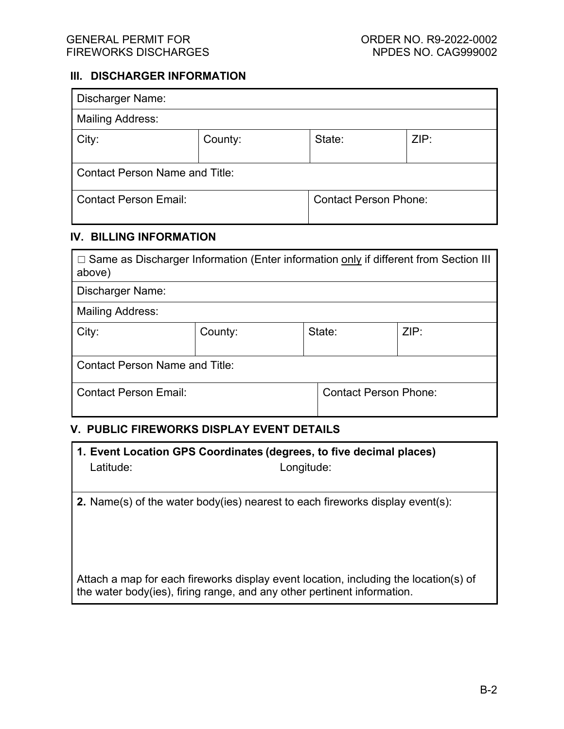## III. DISCHARGER INFORMATION

| Discharger Name: | | | |
|---|---|---|---|
| Mailing Address: | | | |
| City: | County: | State: | ZIP: |
| Contact Person Name and Title: | | | |
| Contact Person Email: | | Contact Person Phone: | |

## IV. BILLING INFORMATION

| ☐ Same as Discharger Information (Enter information only if different from Section III above) | | | |
|---|---|---|---|
| Discharger Name: | | | |
| Mailing Address: | | | |
| City: | County: | State: | ZIP: |
| Contact Person Name and Title: | | | |
| Contact Person Email: | | Contact Person Phone: | |

## V. PUBLIC FIREWORKS DISPLAY EVENT DETAILS

**1. Event Location GPS Coordinates (degrees, to five decimal places)**

Latitude: Longitude:

**2.** Name(s) of the water body(ies) nearest to each fireworks display event(s):

Attach a map for each fireworks display event location, including the location(s) of the water body(ies), firing range, and any other pertinent information.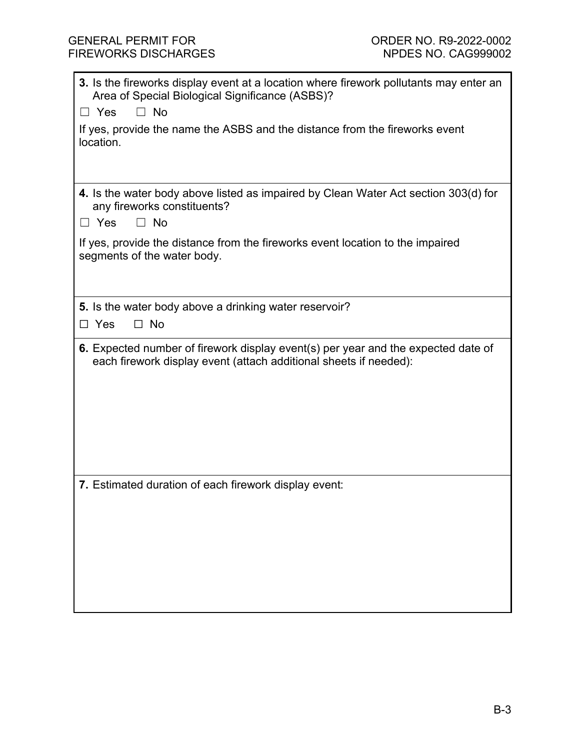**3.** Is the fireworks display event at a location where firework pollutants may enter an Area of Special Biological Significance (ASBS)?

☐ Yes ☐ No

If yes, provide the name the ASBS and the distance from the fireworks event location.

**4.** Is the water body above listed as impaired by Clean Water Act section 303(d) for any fireworks constituents?

☐ Yes ☐ No

If yes, provide the distance from the fireworks event location to the impaired segments of the water body.

**5.** Is the water body above a drinking water reservoir?

☐ Yes ☐ No

**6.** Expected number of firework display event(s) per year and the expected date of each firework display event (attach additional sheets if needed):

**7.** Estimated duration of each firework display event: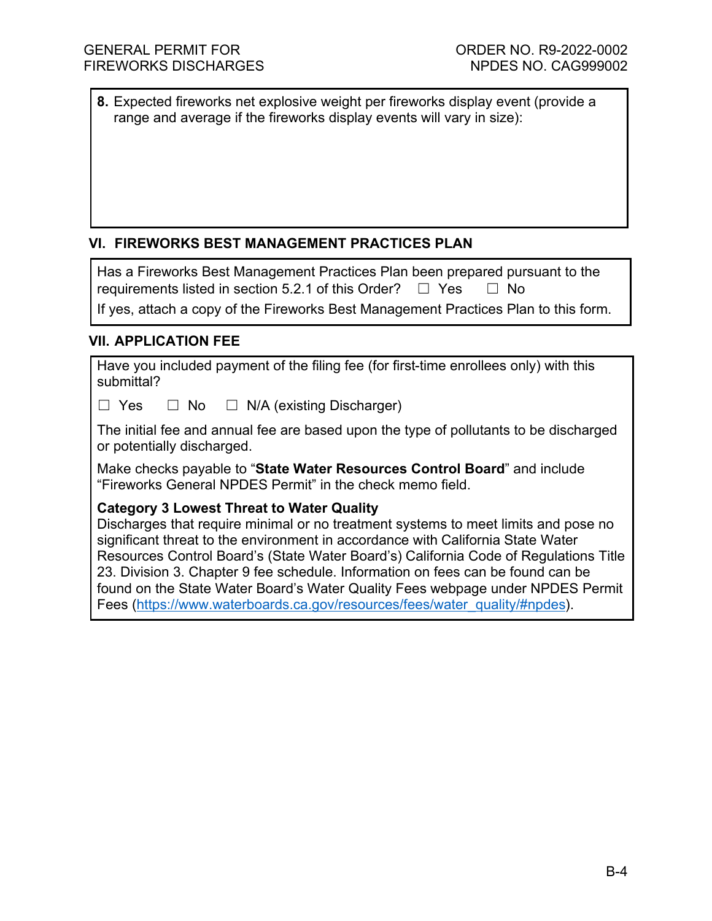**8.** Expected fireworks net explosive weight per fireworks display event (provide a range and average if the fireworks display events will vary in size):

## VI. FIREWORKS BEST MANAGEMENT PRACTICES PLAN

Has a Fireworks Best Management Practices Plan been prepared pursuant to the requirements listed in section 5.2.1 of this Order? ☐ Yes ☐ No

If yes, attach a copy of the Fireworks Best Management Practices Plan to this form.

## VII. APPLICATION FEE

Have you included payment of the filing fee (for first-time enrollees only) with this submittal?

☐ Yes ☐ No ☐ N/A (existing Discharger)

The initial fee and annual fee are based upon the type of pollutants to be discharged or potentially discharged.

Make checks payable to "**State Water Resources Control Board**" and include "Fireworks General NPDES Permit" in the check memo field.

**Category 3 Lowest Threat to Water Quality**

Discharges that require minimal or no treatment systems to meet limits and pose no significant threat to the environment in accordance with California State Water Resources Control Board's (State Water Board's) California Code of Regulations Title 23. Division 3. Chapter 9 fee schedule. Information on fees can be found can be found on the State Water Board's Water Quality Fees webpage under NPDES Permit Fees (https://www.waterboards.ca.gov/resources/fees/water_quality/#npdes).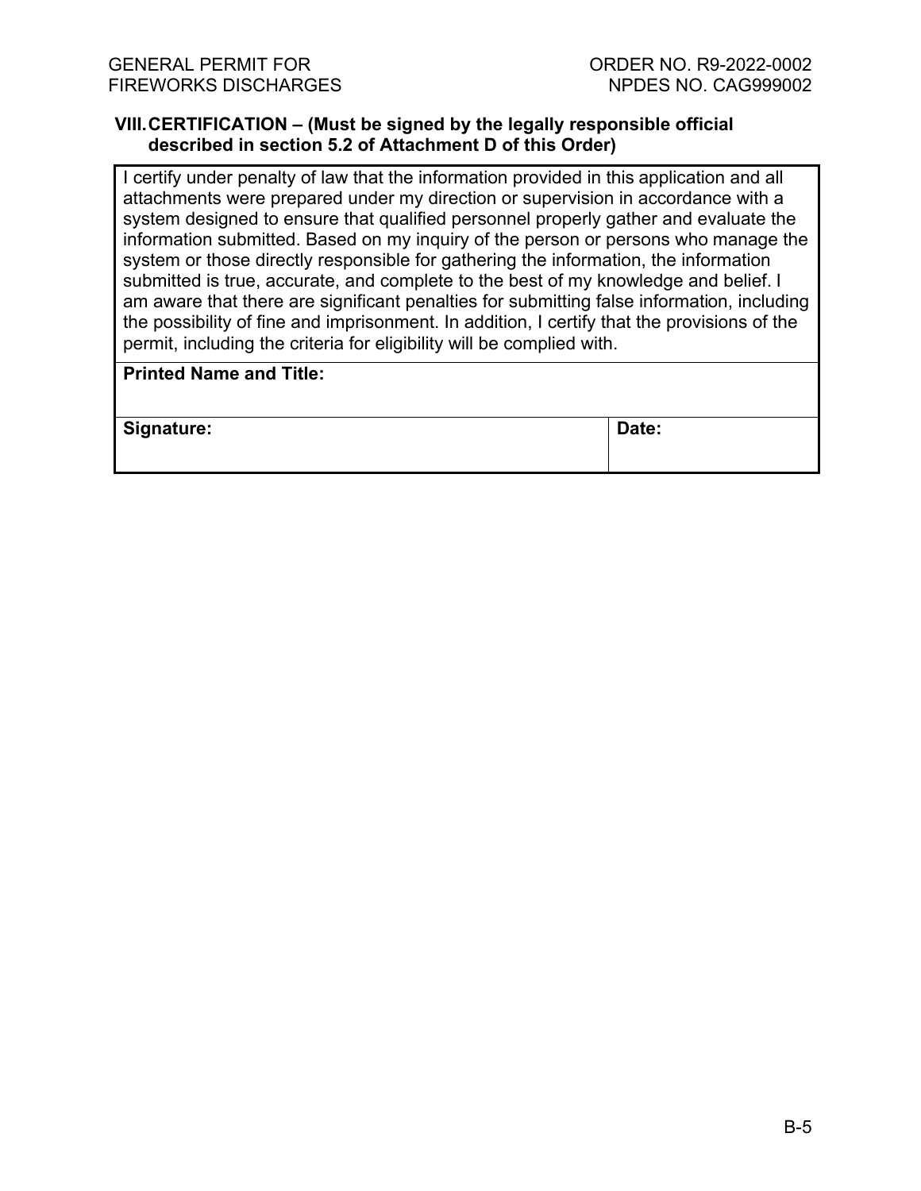## VIII. CERTIFICATION – (Must be signed by the legally responsible official described in section 5.2 of Attachment D of this Order)

| I certify under penalty of law that the information provided in this application and all attachments were prepared under my direction or supervision in accordance with a system designed to ensure that qualified personnel properly gather and evaluate the information submitted. Based on my inquiry of the person or persons who manage the system or those directly responsible for gathering the information, the information submitted is true, accurate, and complete to the best of my knowledge and belief. I am aware that there are significant penalties for submitting false information, including the possibility of fine and imprisonment. In addition, I certify that the provisions of the permit, including the criteria for eligibility will be complied with. | |
|---|---|
| **Printed Name and Title:** | |
| **Signature:** | **Date:** |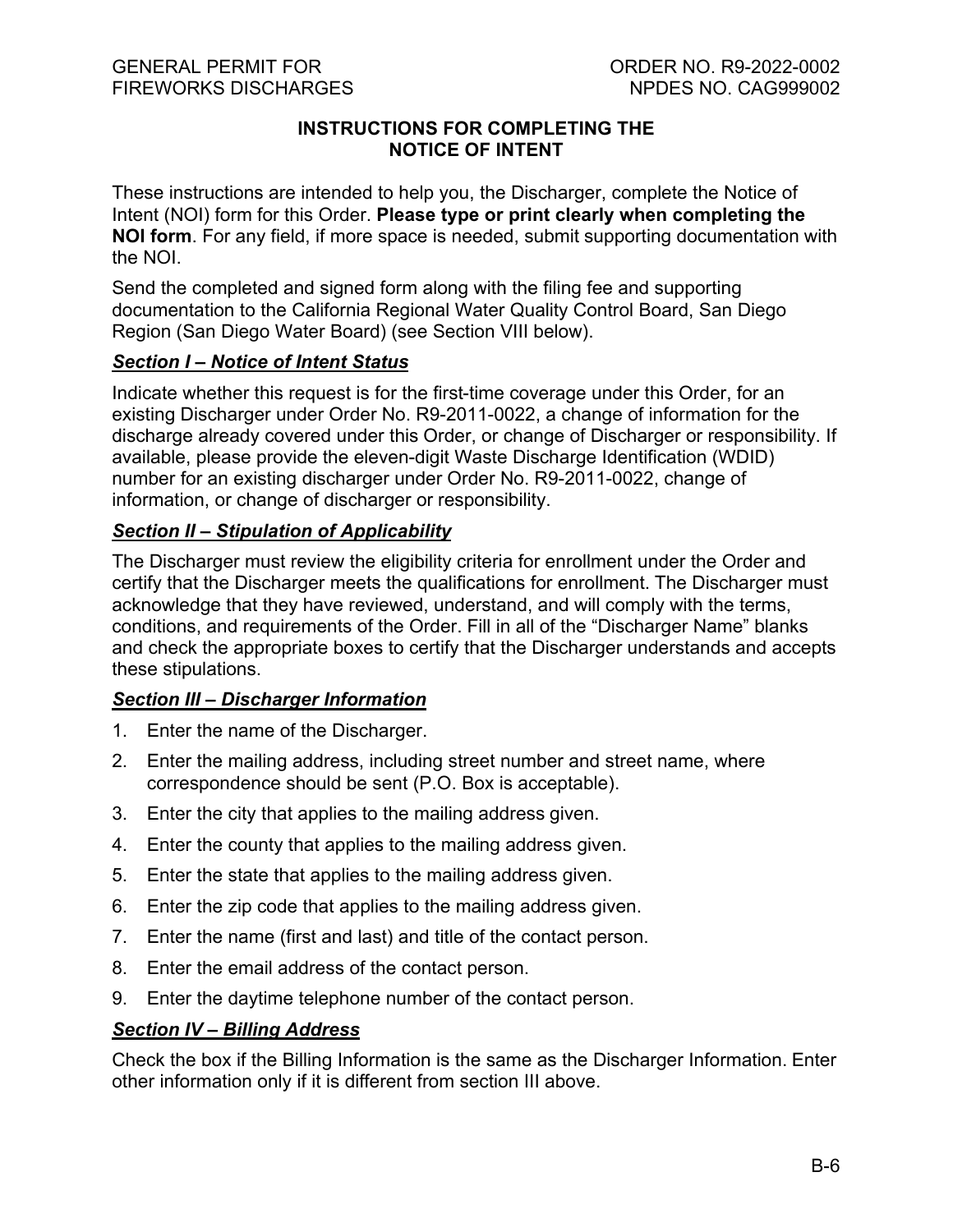## INSTRUCTIONS FOR COMPLETING THE NOTICE OF INTENT

These instructions are intended to help you, the Discharger, complete the Notice of Intent (NOI) form for this Order. **Please type or print clearly when completing the NOI form**. For any field, if more space is needed, submit supporting documentation with the NOI.

Send the completed and signed form along with the filing fee and supporting documentation to the California Regional Water Quality Control Board, San Diego Region (San Diego Water Board) (see Section VIII below).

### ***Section I – Notice of Intent Status***

Indicate whether this request is for the first-time coverage under this Order, for an existing Discharger under Order No. R9-2011-0022, a change of information for the discharge already covered under this Order, or change of Discharger or responsibility. If available, please provide the eleven-digit Waste Discharge Identification (WDID) number for an existing discharger under Order No. R9-2011-0022, change of information, or change of discharger or responsibility.

### ***Section II – Stipulation of Applicability***

The Discharger must review the eligibility criteria for enrollment under the Order and certify that the Discharger meets the qualifications for enrollment. The Discharger must acknowledge that they have reviewed, understand, and will comply with the terms, conditions, and requirements of the Order. Fill in all of the "Discharger Name" blanks and check the appropriate boxes to certify that the Discharger understands and accepts these stipulations.

### ***Section III – Discharger Information***

1. Enter the name of the Discharger.
2. Enter the mailing address, including street number and street name, where correspondence should be sent (P.O. Box is acceptable).
3. Enter the city that applies to the mailing address given.
4. Enter the county that applies to the mailing address given.
5. Enter the state that applies to the mailing address given.
6. Enter the zip code that applies to the mailing address given.
7. Enter the name (first and last) and title of the contact person.
8. Enter the email address of the contact person.
9. Enter the daytime telephone number of the contact person.

### ***Section IV – Billing Address***

Check the box if the Billing Information is the same as the Discharger Information. Enter other information only if it is different from section III above.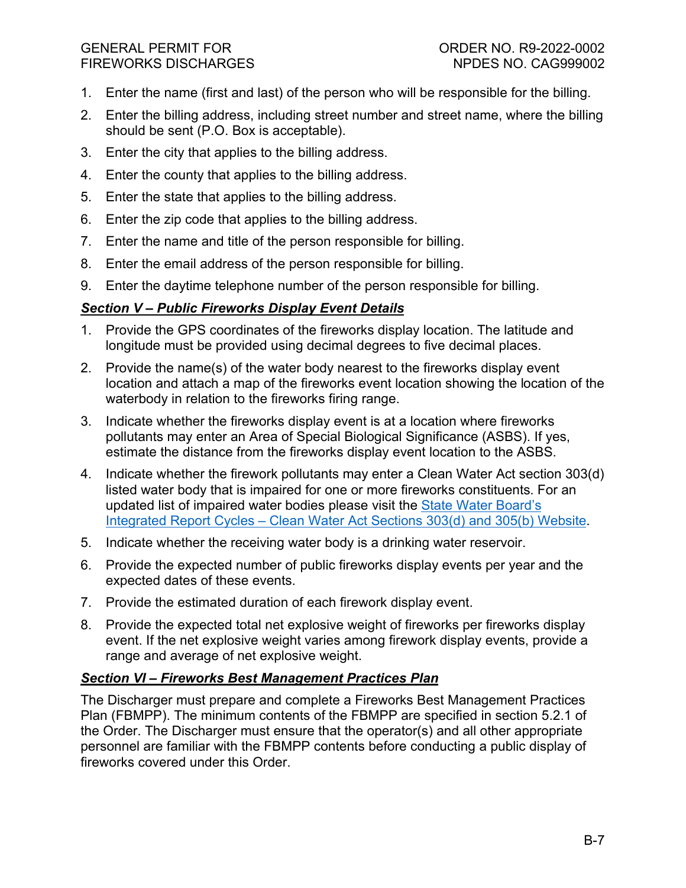1. Enter the name (first and last) of the person who will be responsible for the billing.
2. Enter the billing address, including street number and street name, where the billing should be sent (P.O. Box is acceptable).
3. Enter the city that applies to the billing address.
4. Enter the county that applies to the billing address.
5. Enter the state that applies to the billing address.
6. Enter the zip code that applies to the billing address.
7. Enter the name and title of the person responsible for billing.
8. Enter the email address of the person responsible for billing.
9. Enter the daytime telephone number of the person responsible for billing.

***Section V – Public Fireworks Display Event Details***

1. Provide the GPS coordinates of the fireworks display location. The latitude and longitude must be provided using decimal degrees to five decimal places.
2. Provide the name(s) of the water body nearest to the fireworks display event location and attach a map of the fireworks event location showing the location of the waterbody in relation to the fireworks firing range.
3. Indicate whether the fireworks display event is at a location where fireworks pollutants may enter an Area of Special Biological Significance (ASBS). If yes, estimate the distance from the fireworks display event location to the ASBS.
4. Indicate whether the firework pollutants may enter a Clean Water Act section 303(d) listed water body that is impaired for one or more fireworks constituents. For an updated list of impaired water bodies please visit the [State Water Board's Integrated Report Cycles – Clean Water Act Sections 303(d) and 305(b) Website](#).
5. Indicate whether the receiving water body is a drinking water reservoir.
6. Provide the expected number of public fireworks display events per year and the expected dates of these events.
7. Provide the estimated duration of each firework display event.
8. Provide the expected total net explosive weight of fireworks per fireworks display event. If the net explosive weight varies among firework display events, provide a range and average of net explosive weight.

***Section VI – Fireworks Best Management Practices Plan***

The Discharger must prepare and complete a Fireworks Best Management Practices Plan (FBMPP). The minimum contents of the FBMPP are specified in section 5.2.1 of the Order. The Discharger must ensure that the operator(s) and all other appropriate personnel are familiar with the FBMPP contents before conducting a public display of fireworks covered under this Order.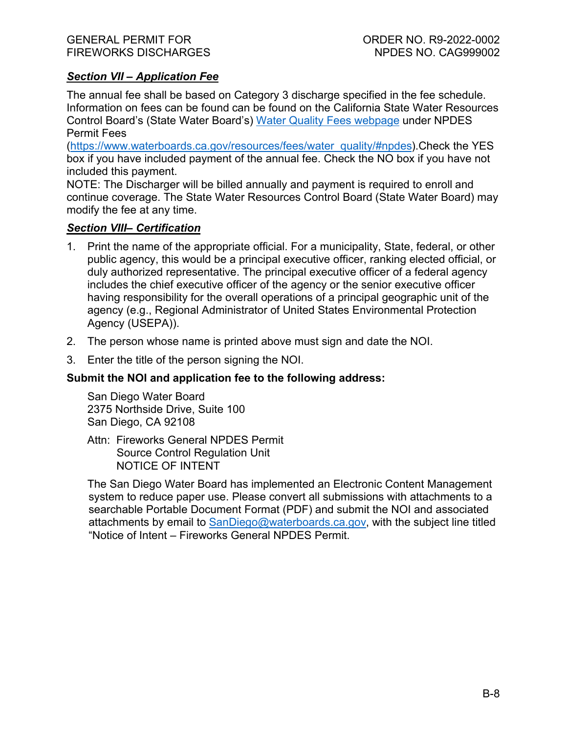***Section VII – Application Fee***

The annual fee shall be based on Category 3 discharge specified in the fee schedule. Information on fees can be found can be found on the California State Water Resources Control Board's (State Water Board's) [Water Quality Fees webpage](https://www.waterboards.ca.gov/resources/fees/water_quality/#npdes) under NPDES Permit Fees (https://www.waterboards.ca.gov/resources/fees/water_quality/#npdes).Check the YES box if you have included payment of the annual fee. Check the NO box if you have not included this payment.

NOTE: The Discharger will be billed annually and payment is required to enroll and continue coverage. The State Water Resources Control Board (State Water Board) may modify the fee at any time.

***Section VIII– Certification***

1. Print the name of the appropriate official. For a municipality, State, federal, or other public agency, this would be a principal executive officer, ranking elected official, or duly authorized representative. The principal executive officer of a federal agency includes the chief executive officer of the agency or the senior executive officer having responsibility for the overall operations of a principal geographic unit of the agency (e.g., Regional Administrator of United States Environmental Protection Agency (USEPA)).
2. The person whose name is printed above must sign and date the NOI.
3. Enter the title of the person signing the NOI.

**Submit the NOI and application fee to the following address:**

San Diego Water Board
2375 Northside Drive, Suite 100
San Diego, CA 92108

Attn: Fireworks General NPDES Permit
Source Control Regulation Unit
NOTICE OF INTENT

The San Diego Water Board has implemented an Electronic Content Management system to reduce paper use. Please convert all submissions with attachments to a searchable Portable Document Format (PDF) and submit the NOI and associated attachments by email to [SanDiego@waterboards.ca.gov](mailto:SanDiego@waterboards.ca.gov), with the subject line titled "Notice of Intent – Fireworks General NPDES Permit.